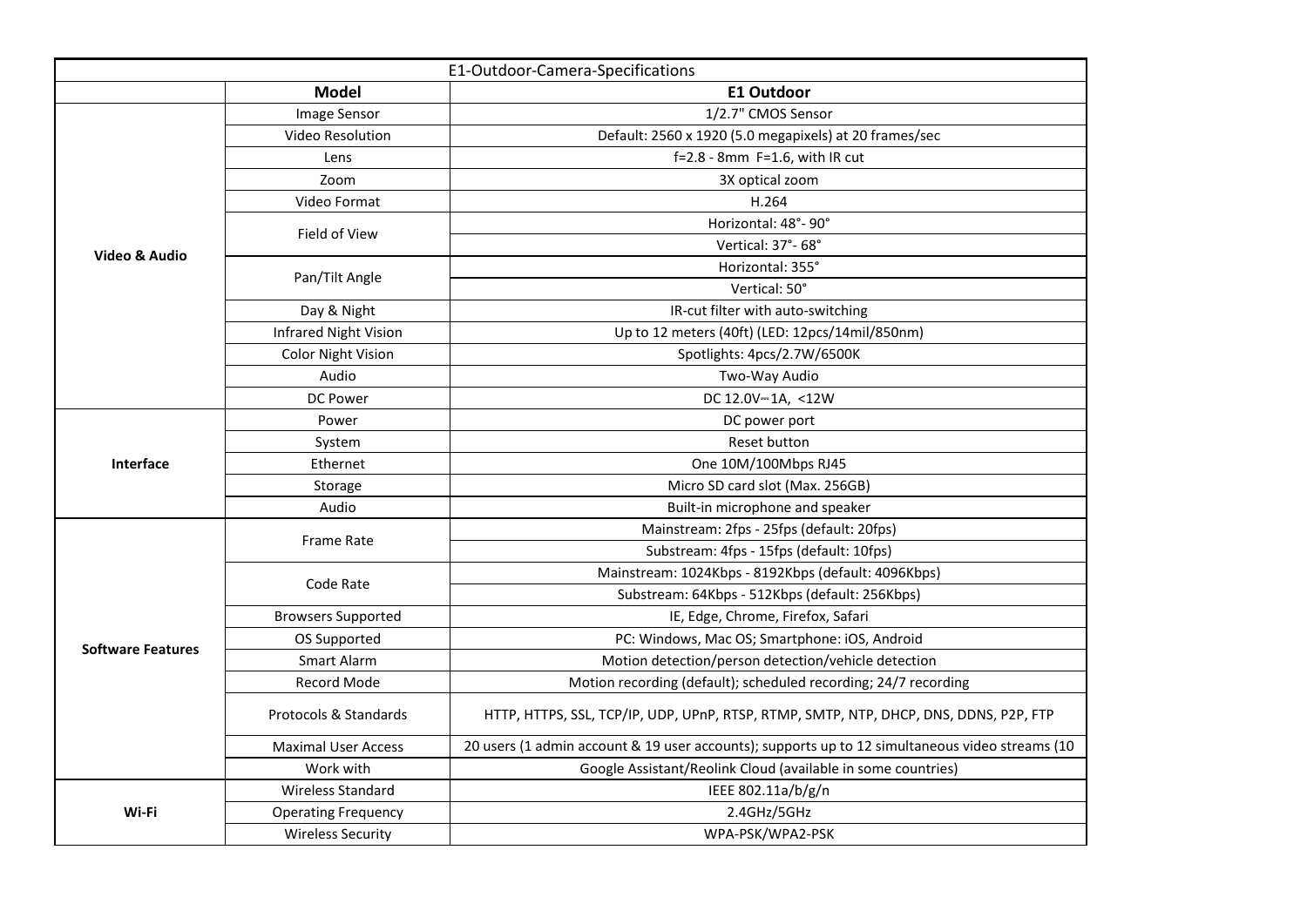# E1-Outdoor-Camera-Specifications

| | Model | E1 Outdoor |
|---|---|---|
| Video & Audio | Image Sensor | 1/2.7" CMOS Sensor |
| | Video Resolution | Default: 2560 x 1920 (5.0 megapixels) at 20 frames/sec |
| | Lens | f=2.8 - 8mm F=1.6, with IR cut |
| | Zoom | 3X optical zoom |
| | Video Format | H.264 |
| | Field of View | Horizontal: 48°- 90° |
| | | Vertical: 37°- 68° |
| | Pan/Tilt Angle | Horizontal: 355° |
| | | Vertical: 50° |
| | Day & Night | IR-cut filter with auto-switching |
| | Infrared Night Vision | Up to 12 meters (40ft) (LED: 12pcs/14mil/850nm) |
| | Color Night Vision | Spotlights: 4pcs/2.7W/6500K |
| | Audio | Two-Way Audio |
| | DC Power | DC 12.0V⎓1A, <12W |
| Interface | Power | DC power port |
| | System | Reset button |
| | Ethernet | One 10M/100Mbps RJ45 |
| | Storage | Micro SD card slot (Max. 256GB) |
| | Audio | Built-in microphone and speaker |
| Software Features | Frame Rate | Mainstream: 2fps - 25fps (default: 20fps) |
| | | Substream: 4fps - 15fps (default: 10fps) |
| | Code Rate | Mainstream: 1024Kbps - 8192Kbps (default: 4096Kbps) |
| | | Substream: 64Kbps - 512Kbps (default: 256Kbps) |
| | Browsers Supported | IE, Edge, Chrome, Firefox, Safari |
| | OS Supported | PC: Windows, Mac OS; Smartphone: iOS, Android |
| | Smart Alarm | Motion detection/person detection/vehicle detection |
| | Record Mode | Motion recording (default); scheduled recording; 24/7 recording |
| | Protocols & Standards | HTTP, HTTPS, SSL, TCP/IP, UDP, UPnP, RTSP, RTMP, SMTP, NTP, DHCP, DNS, DDNS, P2P, FTP |
| | Maximal User Access | 20 users (1 admin account & 19 user accounts); supports up to 12 simultaneous video streams (10 |
| | Work with | Google Assistant/Reolink Cloud (available in some countries) |
| Wi-Fi | Wireless Standard | IEEE 802.11a/b/g/n |
| | Operating Frequency | 2.4GHz/5GHz |
| | Wireless Security | WPA-PSK/WPA2-PSK |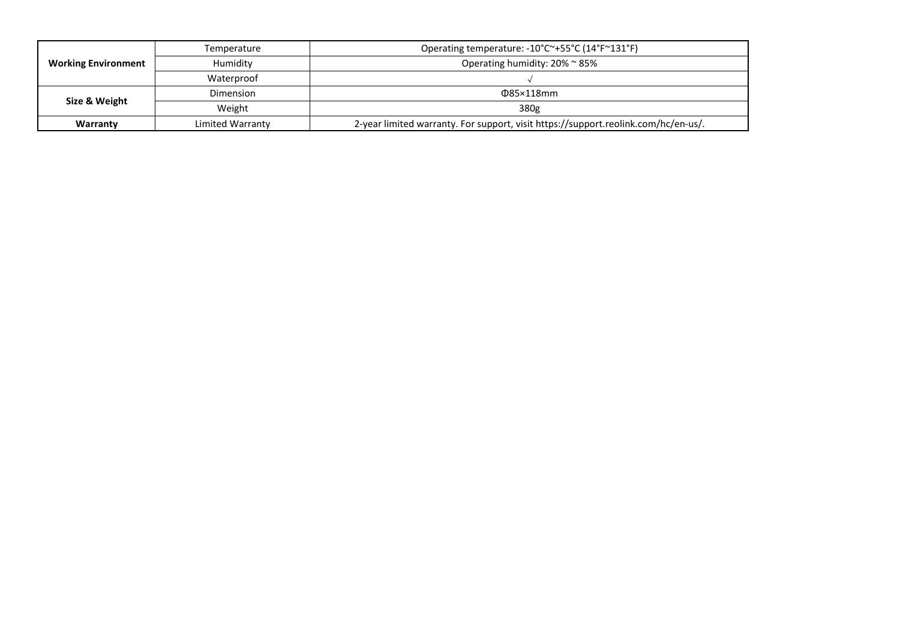| | | |
|---|---|---|
| **Working Environment** | Temperature | Operating temperature: -10°C~+55°C (14°F~131°F) |
| | Humidity | Operating humidity: 20% ~ 85% |
| | Waterproof | √ |
| **Size & Weight** | Dimension | Φ85×118mm |
| | Weight | 380g |
| **Warranty** | Limited Warranty | 2-year limited warranty. For support, visit https://support.reolink.com/hc/en-us/. |